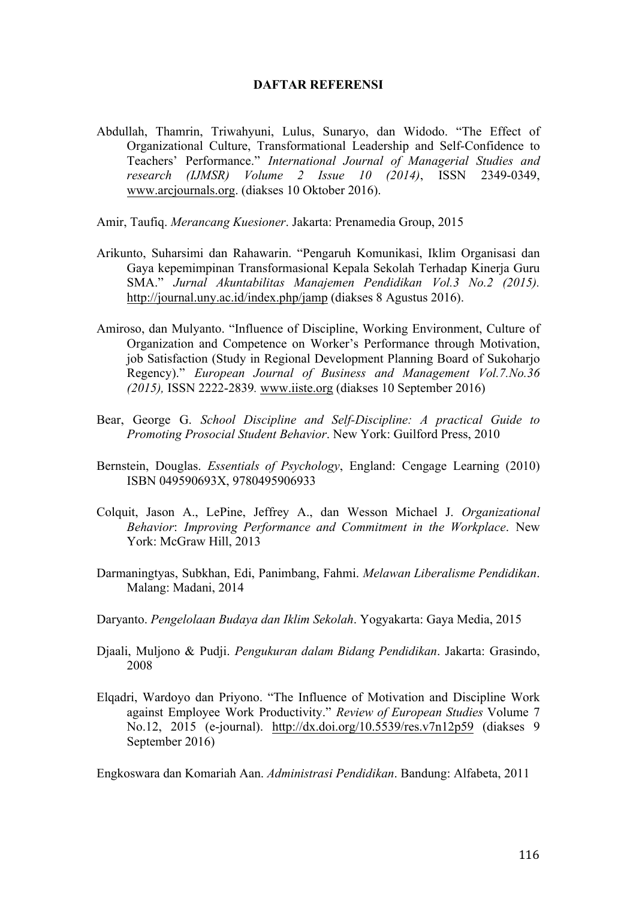# DAFTAR REFERENSI

Abdullah, Thamrin, Triwahyuni, Lulus, Sunaryo, dan Widodo. "The Effect of Organizational Culture, Transformational Leadership and Self-Confidence to Teachers' Performance." *International Journal of Managerial Studies and research (IJMSR) Volume 2 Issue 10 (2014)*, ISSN 2349-0349, www.arcjournals.org. (diakses 10 Oktober 2016).

Amir, Taufiq. *Merancang Kuesioner*. Jakarta: Prenamedia Group, 2015

Arikunto, Suharsimi dan Rahawarin. "Pengaruh Komunikasi, Iklim Organisasi dan Gaya kepemimpinan Transformasional Kepala Sekolah Terhadap Kinerja Guru SMA." *Jurnal Akuntabilitas Manajemen Pendidikan Vol.3 No.2 (2015).* http://journal.uny.ac.id/index.php/jamp (diakses 8 Agustus 2016).

Amiroso, dan Mulyanto. "Influence of Discipline, Working Environment, Culture of Organization and Competence on Worker's Performance through Motivation, job Satisfaction (Study in Regional Development Planning Board of Sukoharjo Regency)." *European Journal of Business and Management Vol.7.No.36 (2015),* ISSN 2222-2839*.* www.iiste.org (diakses 10 September 2016)

Bear, George G. *School Discipline and Self-Discipline: A practical Guide to Promoting Prosocial Student Behavior*. New York: Guilford Press, 2010

Bernstein, Douglas. *Essentials of Psychology*, England: Cengage Learning (2010) ISBN 049590693X, 9780495906933

Colquit, Jason A., LePine, Jeffrey A., dan Wesson Michael J. *Organizational Behavior*: *Improving Performance and Commitment in the Workplace*. New York: McGraw Hill, 2013

Darmaningtyas, Subkhan, Edi, Panimbang, Fahmi. *Melawan Liberalisme Pendidikan*. Malang: Madani, 2014

Daryanto. *Pengelolaan Budaya dan Iklim Sekolah*. Yogyakarta: Gaya Media, 2015

Djaali, Muljono & Pudji. *Pengukuran dalam Bidang Pendidikan*. Jakarta: Grasindo, 2008

Elqadri, Wardoyo dan Priyono. "The Influence of Motivation and Discipline Work against Employee Work Productivity." *Review of European Studies* Volume 7 No.12, 2015 (e-journal). http://dx.doi.org/10.5539/res.v7n12p59 (diakses 9 September 2016)

Engkoswara dan Komariah Aan. *Administrasi Pendidikan*. Bandung: Alfabeta, 2011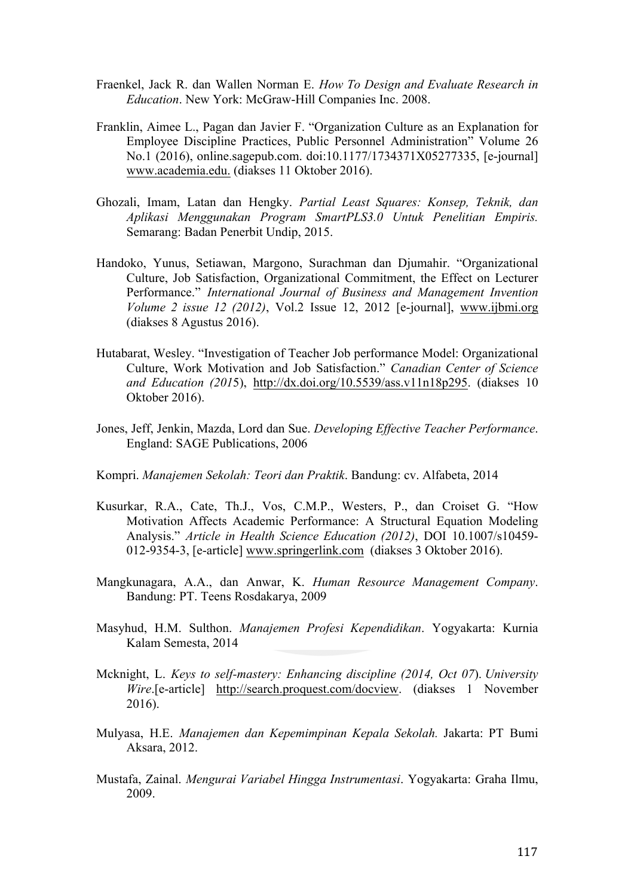Fraenkel, Jack R. dan Wallen Norman E. *How To Design and Evaluate Research in Education*. New York: McGraw-Hill Companies Inc. 2008.

Franklin, Aimee L., Pagan dan Javier F. "Organization Culture as an Explanation for Employee Discipline Practices, Public Personnel Administration" Volume 26 No.1 (2016), online.sagepub.com. doi:10.1177/1734371X05277335, [e-journal] www.academia.edu. (diakses 11 Oktober 2016).

Ghozali, Imam, Latan dan Hengky. *Partial Least Squares: Konsep, Teknik, dan Aplikasi Menggunakan Program SmartPLS3.0 Untuk Penelitian Empiris.* Semarang: Badan Penerbit Undip, 2015.

Handoko, Yunus, Setiawan, Margono, Surachman dan Djumahir. "Organizational Culture, Job Satisfaction, Organizational Commitment, the Effect on Lecturer Performance." *International Journal of Business and Management Invention Volume 2 issue 12 (2012)*, Vol.2 Issue 12, 2012 [e-journal], www.ijbmi.org (diakses 8 Agustus 2016).

Hutabarat, Wesley. "Investigation of Teacher Job performance Model: Organizational Culture, Work Motivation and Job Satisfaction." *Canadian Center of Science and Education (2015*), http://dx.doi.org/10.5539/ass.v11n18p295. (diakses 10 Oktober 2016).

Jones, Jeff, Jenkin, Mazda, Lord dan Sue. *Developing Effective Teacher Performance*. England: SAGE Publications, 2006

Kompri. *Manajemen Sekolah: Teori dan Praktik*. Bandung: cv. Alfabeta, 2014

Kusurkar, R.A., Cate, Th.J., Vos, C.M.P., Westers, P., dan Croiset G. "How Motivation Affects Academic Performance: A Structural Equation Modeling Analysis." *Article in Health Science Education (2012)*, DOI 10.1007/s10459-012-9354-3, [e-article] www.springerlink.com (diakses 3 Oktober 2016).

Mangkunagara, A.A., dan Anwar, K. *Human Resource Management Company*. Bandung: PT. Teens Rosdakarya, 2009

Masyhud, H.M. Sulthon. *Manajemen Profesi Kependidikan*. Yogyakarta: Kurnia Kalam Semesta, 2014

Mcknight, L. *Keys to self-mastery: Enhancing discipline (2014, Oct 07*). *University Wire*.[e-article] http://search.proquest.com/docview. (diakses 1 November 2016).

Mulyasa, H.E. *Manajemen dan Kepemimpinan Kepala Sekolah.* Jakarta: PT Bumi Aksara, 2012.

Mustafa, Zainal. *Mengurai Variabel Hingga Instrumentasi*. Yogyakarta: Graha Ilmu, 2009.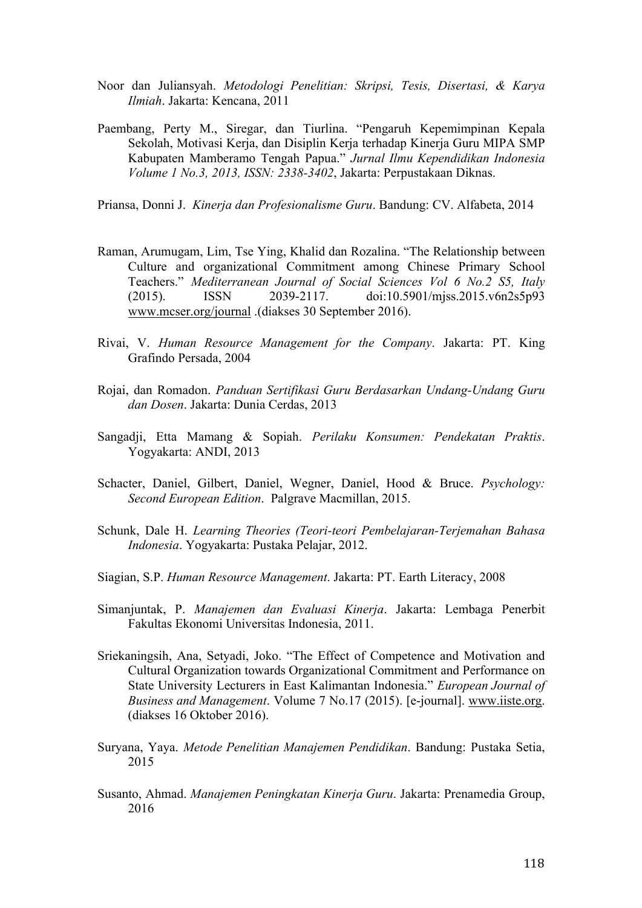Noor dan Juliansyah. *Metodologi Penelitian: Skripsi, Tesis, Disertasi, & Karya Ilmiah*. Jakarta: Kencana, 2011

Paembang, Perty M., Siregar, dan Tiurlina. "Pengaruh Kepemimpinan Kepala Sekolah, Motivasi Kerja, dan Disiplin Kerja terhadap Kinerja Guru MIPA SMP Kabupaten Mamberamo Tengah Papua." *Jurnal Ilmu Kependidikan Indonesia Volume 1 No.3, 2013, ISSN: 2338-3402*, Jakarta: Perpustakaan Diknas.

Priansa, Donni J. *Kinerja dan Profesionalisme Guru*. Bandung: CV. Alfabeta, 2014

Raman, Arumugam, Lim, Tse Ying, Khalid dan Rozalina. "The Relationship between Culture and organizational Commitment among Chinese Primary School Teachers." *Mediterranean Journal of Social Sciences Vol 6 No.2 S5, Italy* (2015). ISSN 2039-2117. doi:10.5901/mjss.2015.v6n2s5p93 www.mcser.org/journal .(diakses 30 September 2016).

Rivai, V. *Human Resource Management for the Company*. Jakarta: PT. King Grafindo Persada, 2004

Rojai, dan Romadon. *Panduan Sertifikasi Guru Berdasarkan Undang-Undang Guru dan Dosen*. Jakarta: Dunia Cerdas, 2013

Sangadji, Etta Mamang & Sopiah. *Perilaku Konsumen: Pendekatan Praktis*. Yogyakarta: ANDI, 2013

Schacter, Daniel, Gilbert, Daniel, Wegner, Daniel, Hood & Bruce. *Psychology: Second European Edition*. Palgrave Macmillan, 2015.

Schunk, Dale H. *Learning Theories (Teori-teori Pembelajaran-Terjemahan Bahasa Indonesia*. Yogyakarta: Pustaka Pelajar, 2012.

Siagian, S.P. *Human Resource Management*. Jakarta: PT. Earth Literacy, 2008

Simanjuntak, P. *Manajemen dan Evaluasi Kinerja*. Jakarta: Lembaga Penerbit Fakultas Ekonomi Universitas Indonesia, 2011.

Sriekaningsih, Ana, Setyadi, Joko. "The Effect of Competence and Motivation and Cultural Organization towards Organizational Commitment and Performance on State University Lecturers in East Kalimantan Indonesia." *European Journal of Business and Management*. Volume 7 No.17 (2015). [e-journal]. www.iiste.org. (diakses 16 Oktober 2016).

Suryana, Yaya. *Metode Penelitian Manajemen Pendidikan*. Bandung: Pustaka Setia, 2015

Susanto, Ahmad. *Manajemen Peningkatan Kinerja Guru*. Jakarta: Prenamedia Group, 2016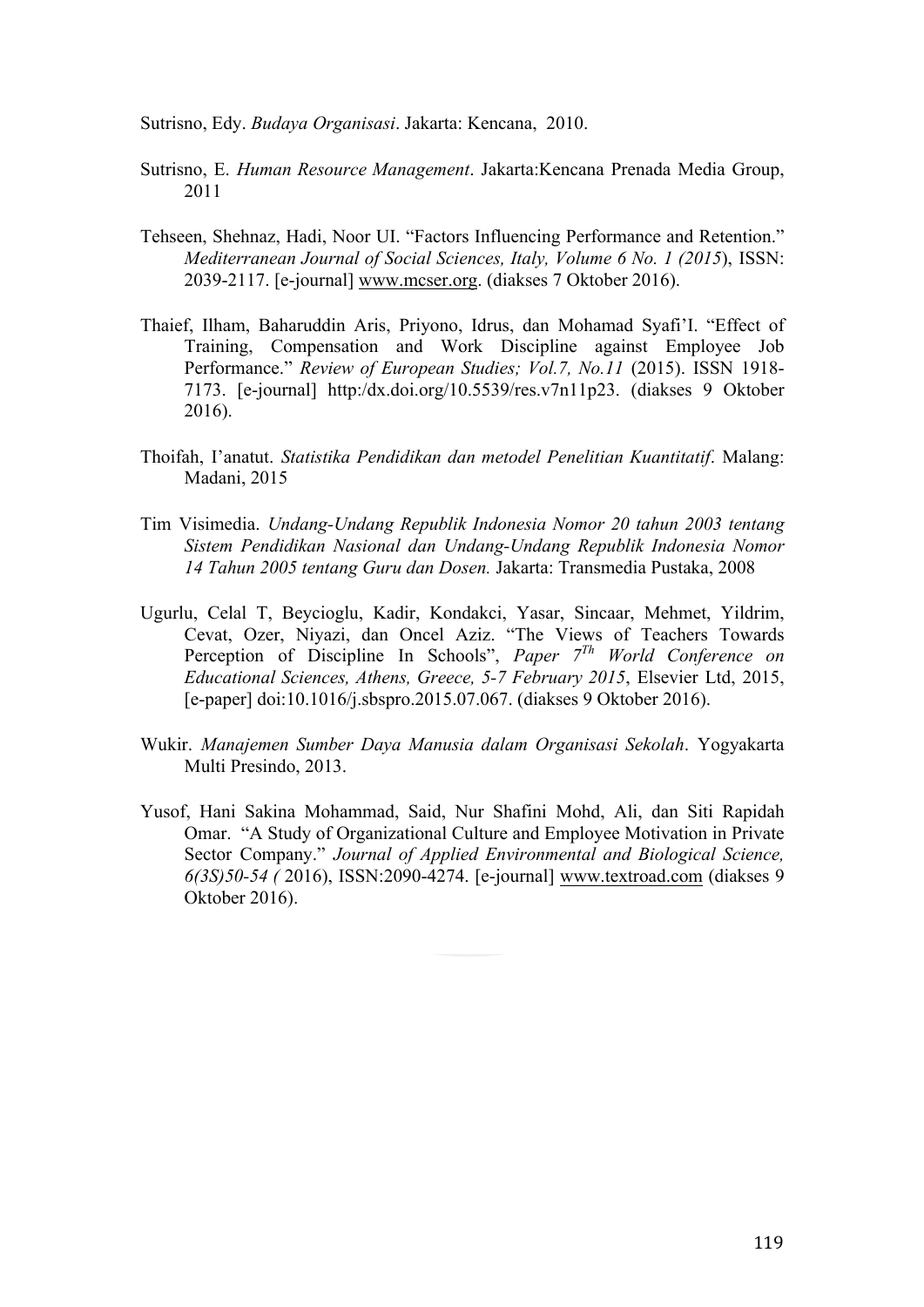Sutrisno, Edy. *Budaya Organisasi*. Jakarta: Kencana, 2010.

Sutrisno, E. *Human Resource Management*. Jakarta:Kencana Prenada Media Group, 2011

Tehseen, Shehnaz, Hadi, Noor UI. "Factors Influencing Performance and Retention." *Mediterranean Journal of Social Sciences, Italy, Volume 6 No. 1 (2015)*, ISSN: 2039-2117. [e-journal] www.mcser.org. (diakses 7 Oktober 2016).

Thaief, Ilham, Baharuddin Aris, Priyono, Idrus, dan Mohamad Syafi'I. "Effect of Training, Compensation and Work Discipline against Employee Job Performance." *Review of European Studies; Vol.7, No.11* (2015). ISSN 1918-7173. [e-journal] http:/dx.doi.org/10.5539/res.v7n11p23. (diakses 9 Oktober 2016).

Thoifah, I'anatut. *Statistika Pendidikan dan metodel Penelitian Kuantitatif*. Malang: Madani, 2015

Tim Visimedia. *Undang-Undang Republik Indonesia Nomor 20 tahun 2003 tentang Sistem Pendidikan Nasional dan Undang-Undang Republik Indonesia Nomor 14 Tahun 2005 tentang Guru dan Dosen.* Jakarta: Transmedia Pustaka, 2008

Ugurlu, Celal T, Beycioglu, Kadir, Kondakci, Yasar, Sincaar, Mehmet, Yildrim, Cevat, Ozer, Niyazi, dan Oncel Aziz. "The Views of Teachers Towards Perception of Discipline In Schools", *Paper 7[Th] World Conference on Educational Sciences, Athens, Greece, 5-7 February 2015*, Elsevier Ltd, 2015, [e-paper] doi:10.1016/j.sbspro.2015.07.067. (diakses 9 Oktober 2016).

Wukir. *Manajemen Sumber Daya Manusia dalam Organisasi Sekolah*. Yogyakarta Multi Presindo, 2013.

Yusof, Hani Sakina Mohammad, Said, Nur Shafini Mohd, Ali, dan Siti Rapidah Omar. "A Study of Organizational Culture and Employee Motivation in Private Sector Company." *Journal of Applied Environmental and Biological Science, 6(3S)50-54 (* 2016), ISSN:2090-4274. [e-journal] www.textroad.com (diakses 9 Oktober 2016).